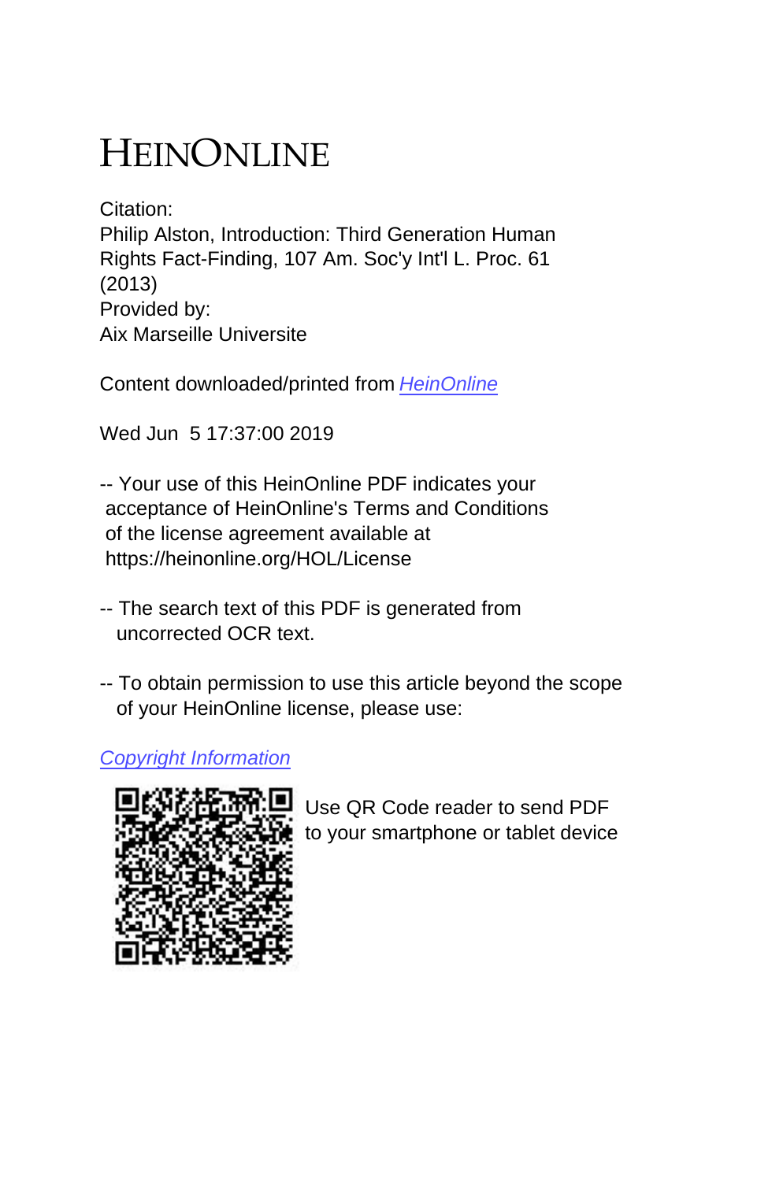# HEINONLINE

Citation:
Philip Alston, Introduction: Third Generation Human Rights Fact-Finding, 107 Am. Soc'y Int'l L. Proc. 61 (2013)
Provided by:
Aix Marseille Universite

Content downloaded/printed from HeinOnline

Wed Jun 5 17:37:00 2019

-- Your use of this HeinOnline PDF indicates your acceptance of HeinOnline's Terms and Conditions of the license agreement available at https://heinonline.org/HOL/License

-- The search text of this PDF is generated from uncorrected OCR text.

-- To obtain permission to use this article beyond the scope of your HeinOnline license, please use:

Copyright Information

Use QR Code reader to send PDF to your smartphone or tablet device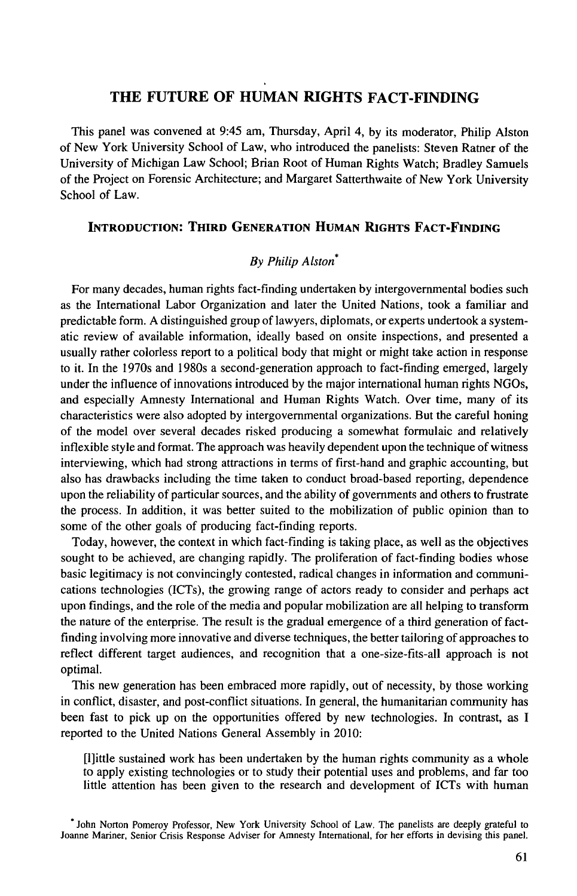# THE FUTURE OF HUMAN RIGHTS FACT-FINDING

This panel was convened at 9:45 am, Thursday, April 4, by its moderator, Philip Alston of New York University School of Law, who introduced the panelists: Steven Ratner of the University of Michigan Law School; Brian Root of Human Rights Watch; Bradley Samuels of the Project on Forensic Architecture; and Margaret Satterthwaite of New York University School of Law.

## INTRODUCTION: THIRD GENERATION HUMAN RIGHTS FACT-FINDING

*By Philip Alston*[*]

For many decades, human rights fact-finding undertaken by intergovernmental bodies such as the International Labor Organization and later the United Nations, took a familiar and predictable form. A distinguished group of lawyers, diplomats, or experts undertook a systematic review of available information, ideally based on onsite inspections, and presented a usually rather colorless report to a political body that might or might take action in response to it. In the 1970s and 1980s a second-generation approach to fact-finding emerged, largely under the influence of innovations introduced by the major international human rights NGOs, and especially Amnesty International and Human Rights Watch. Over time, many of its characteristics were also adopted by intergovernmental organizations. But the careful honing of the model over several decades risked producing a somewhat formulaic and relatively inflexible style and format. The approach was heavily dependent upon the technique of witness interviewing, which had strong attractions in terms of first-hand and graphic accounting, but also has drawbacks including the time taken to conduct broad-based reporting, dependence upon the reliability of particular sources, and the ability of governments and others to frustrate the process. In addition, it was better suited to the mobilization of public opinion than to some of the other goals of producing fact-finding reports.

Today, however, the context in which fact-finding is taking place, as well as the objectives sought to be achieved, are changing rapidly. The proliferation of fact-finding bodies whose basic legitimacy is not convincingly contested, radical changes in information and communications technologies (ICTs), the growing range of actors ready to consider and perhaps act upon findings, and the role of the media and popular mobilization are all helping to transform the nature of the enterprise. The result is the gradual emergence of a third generation of fact-finding involving more innovative and diverse techniques, the better tailoring of approaches to reflect different target audiences, and recognition that a one-size-fits-all approach is not optimal.

This new generation has been embraced more rapidly, out of necessity, by those working in conflict, disaster, and post-conflict situations. In general, the humanitarian community has been fast to pick up on the opportunities offered by new technologies. In contrast, as I reported to the United Nations General Assembly in 2010:

> [l]ittle sustained work has been undertaken by the human rights community as a whole to apply existing technologies or to study their potential uses and problems, and far too little attention has been given to the research and development of ICTs with human

[*] John Norton Pomeroy Professor, New York University School of Law. The panelists are deeply grateful to Joanne Mariner, Senior Crisis Response Adviser for Amnesty International, for her efforts in devising this panel.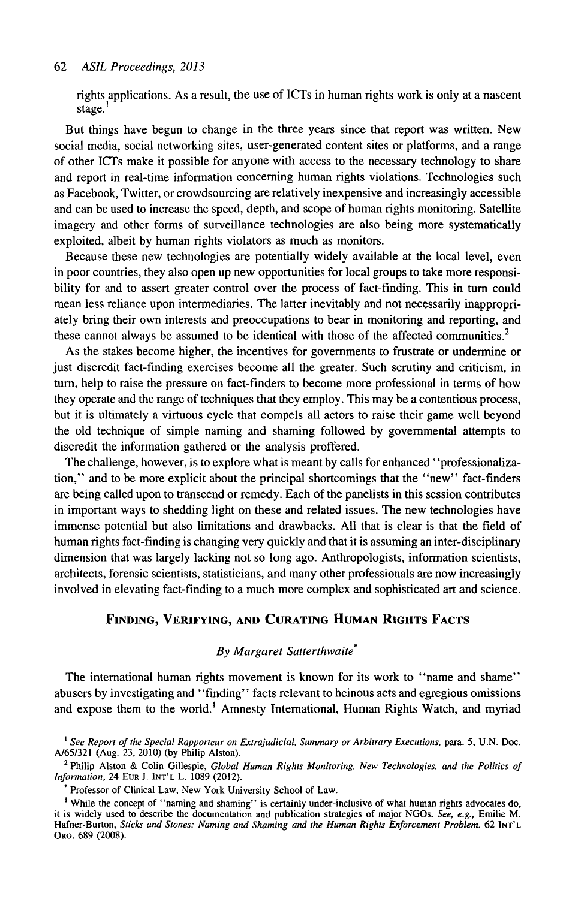rights applications. As a result, the use of ICTs in human rights work is only at a nascent stage.[1]

But things have begun to change in the three years since that report was written. New social media, social networking sites, user-generated content sites or platforms, and a range of other ICTs make it possible for anyone with access to the necessary technology to share and report in real-time information concerning human rights violations. Technologies such as Facebook, Twitter, or crowdsourcing are relatively inexpensive and increasingly accessible and can be used to increase the speed, depth, and scope of human rights monitoring. Satellite imagery and other forms of surveillance technologies are also being more systematically exploited, albeit by human rights violators as much as monitors.

Because these new technologies are potentially widely available at the local level, even in poor countries, they also open up new opportunities for local groups to take more responsibility for and to assert greater control over the process of fact-finding. This in turn could mean less reliance upon intermediaries. The latter inevitably and not necessarily inappropriately bring their own interests and preoccupations to bear in monitoring and reporting, and these cannot always be assumed to be identical with those of the affected communities.[2]

As the stakes become higher, the incentives for governments to frustrate or undermine or just discredit fact-finding exercises become all the greater. Such scrutiny and criticism, in turn, help to raise the pressure on fact-finders to become more professional in terms of how they operate and the range of techniques that they employ. This may be a contentious process, but it is ultimately a virtuous cycle that compels all actors to raise their game well beyond the old technique of simple naming and shaming followed by governmental attempts to discredit the information gathered or the analysis proffered.

The challenge, however, is to explore what is meant by calls for enhanced "professionalization," and to be more explicit about the principal shortcomings that the "new" fact-finders are being called upon to transcend or remedy. Each of the panelists in this session contributes in important ways to shedding light on these and related issues. The new technologies have immense potential but also limitations and drawbacks. All that is clear is that the field of human rights fact-finding is changing very quickly and that it is assuming an inter-disciplinary dimension that was largely lacking not so long ago. Anthropologists, information scientists, architects, forensic scientists, statisticians, and many other professionals are now increasingly involved in elevating fact-finding to a much more complex and sophisticated art and science.

## Finding, Verifying, and Curating Human Rights Facts

*By Margaret Satterthwaite*[*]

The international human rights movement is known for its work to "name and shame" abusers by investigating and "finding" facts relevant to heinous acts and egregious omissions and expose them to the world.[1] Amnesty International, Human Rights Watch, and myriad

---

[1] *See Report of the Special Rapporteur on Extrajudicial, Summary or Arbitrary Executions*, para. 5, U.N. Doc. A/65/321 (Aug. 23, 2010) (by Philip Alston).

[2] Philip Alston & Colin Gillespie, *Global Human Rights Monitoring, New Technologies, and the Politics of Information*, 24 Eur J. Int'l L. 1089 (2012).

[*] Professor of Clinical Law, New York University School of Law.

[1] While the concept of "naming and shaming" is certainly under-inclusive of what human rights advocates do, it is widely used to describe the documentation and publication strategies of major NGOs. *See, e.g.*, Emilie M. Hafner-Burton, *Sticks and Stones: Naming and Shaming and the Human Rights Enforcement Problem*, 62 Int'l Org. 689 (2008).